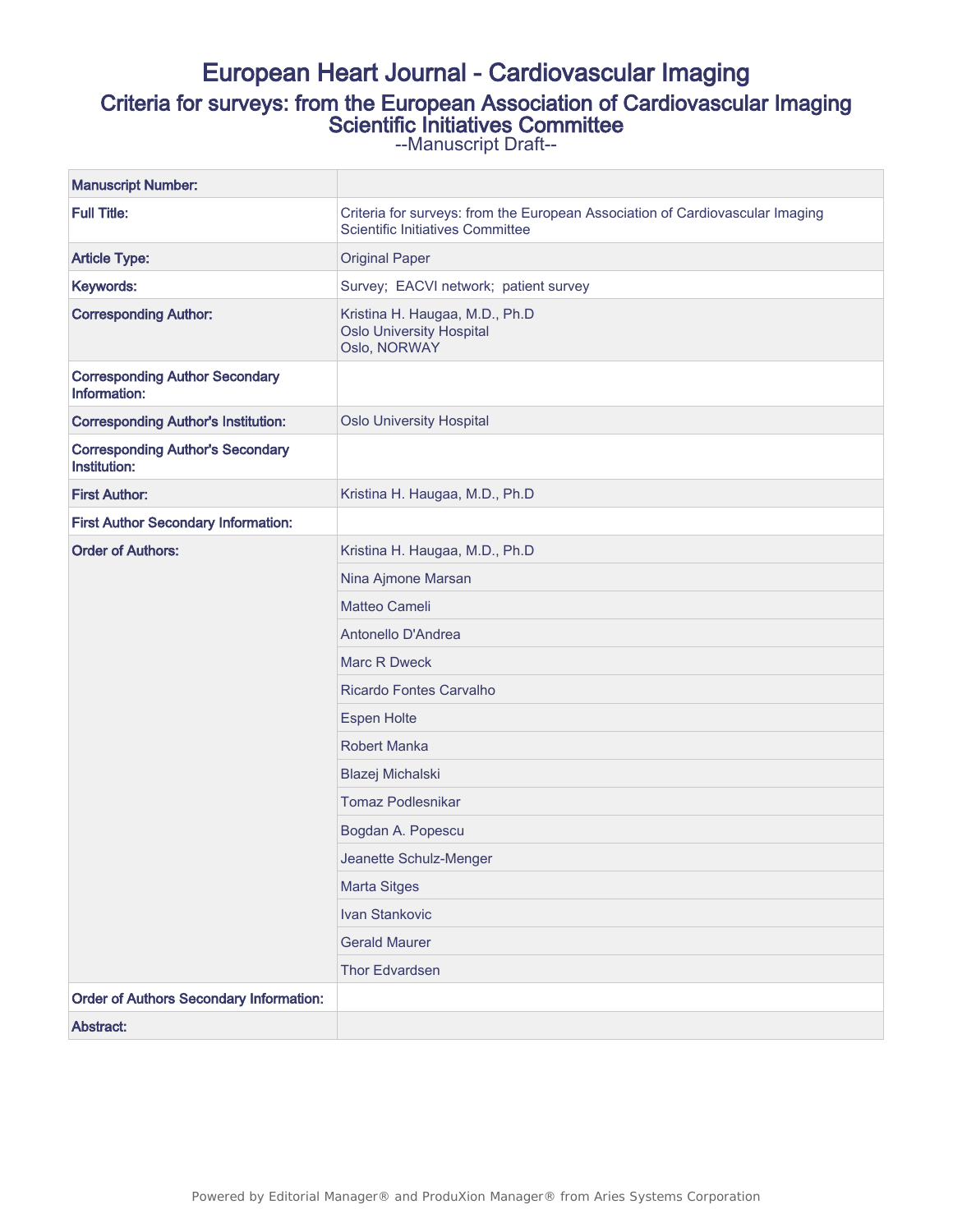# European Heart Journal - Cardiovascular Imaging

## Criteria for surveys: from the European Association of Cardiovascular Imaging Scientific Initiatives Committee

--Manuscript Draft--

| | |
|---|---|
| **Manuscript Number:** | |
| **Full Title:** | Criteria for surveys: from the European Association of Cardiovascular Imaging Scientific Initiatives Committee |
| **Article Type:** | Original Paper |
| **Keywords:** | Survey; EACVI network; patient survey |
| **Corresponding Author:** | Kristina H. Haugaa, M.D., Ph.D<br>Oslo University Hospital<br>Oslo, NORWAY |
| **Corresponding Author Secondary Information:** | |
| **Corresponding Author's Institution:** | Oslo University Hospital |
| **Corresponding Author's Secondary Institution:** | |
| **First Author:** | Kristina H. Haugaa, M.D., Ph.D |
| **First Author Secondary Information:** | |
| **Order of Authors:** | Kristina H. Haugaa, M.D., Ph.D |
| | Nina Ajmone Marsan |
| | Matteo Cameli |
| | Antonello D'Andrea |
| | Marc R Dweck |
| | Ricardo Fontes Carvalho |
| | Espen Holte |
| | Robert Manka |
| | Blazej Michalski |
| | Tomaz Podlesnikar |
| | Bogdan A. Popescu |
| | Jeanette Schulz-Menger |
| | Marta Sitges |
| | Ivan Stankovic |
| | Gerald Maurer |
| | Thor Edvardsen |
| **Order of Authors Secondary Information:** | |
| **Abstract:** | |

Powered by Editorial Manager® and ProduXion Manager® from Aries Systems Corporation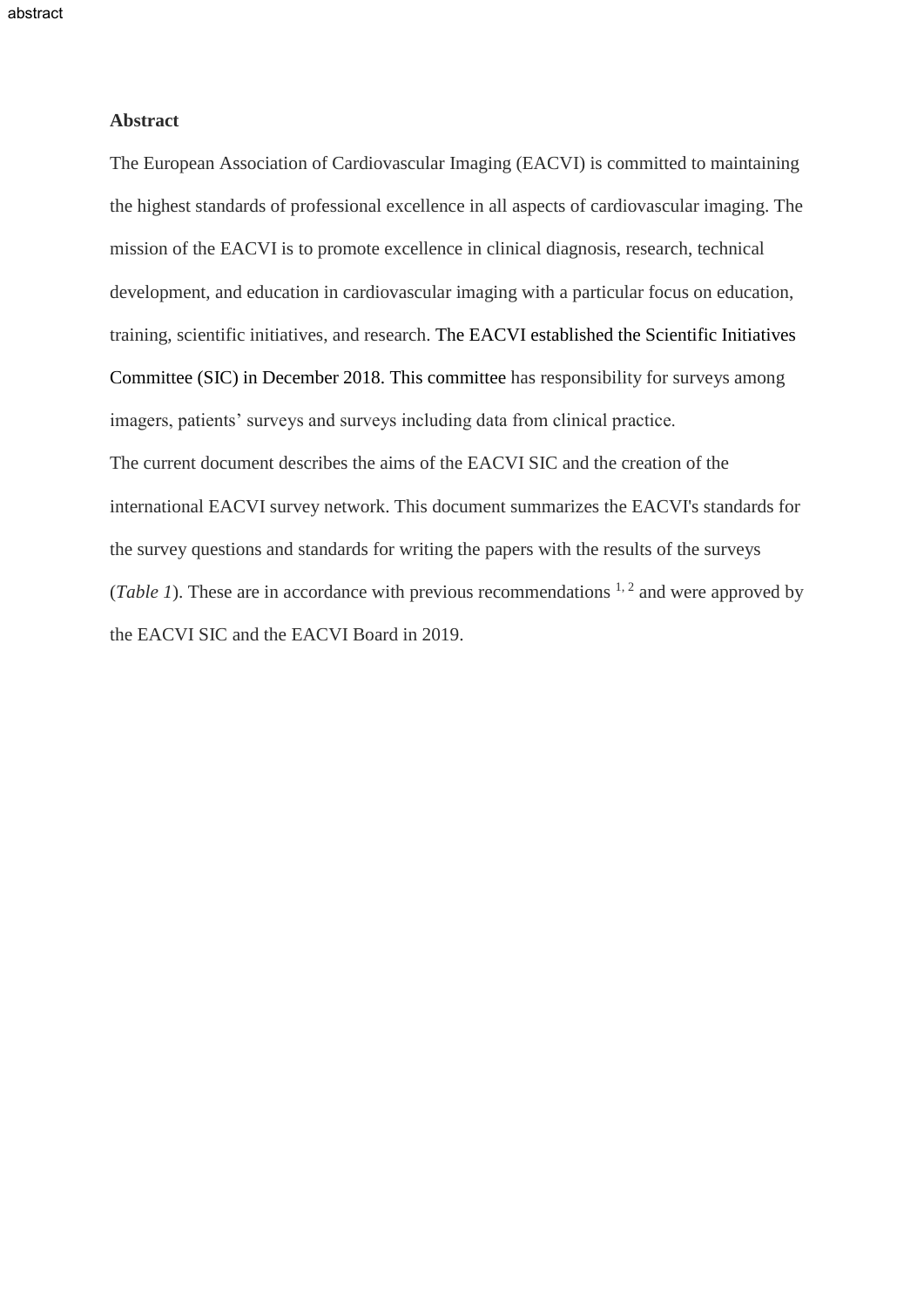## Abstract

The European Association of Cardiovascular Imaging (EACVI) is committed to maintaining the highest standards of professional excellence in all aspects of cardiovascular imaging. The mission of the EACVI is to promote excellence in clinical diagnosis, research, technical development, and education in cardiovascular imaging with a particular focus on education, training, scientific initiatives, and research. The EACVI established the Scientific Initiatives Committee (SIC) in December 2018. This committee has responsibility for surveys among imagers, patients' surveys and surveys including data from clinical practice.

The current document describes the aims of the EACVI SIC and the creation of the international EACVI survey network. This document summarizes the EACVI's standards for the survey questions and standards for writing the papers with the results of the surveys (*Table 1*). These are in accordance with previous recommendations [1, 2] and were approved by the EACVI SIC and the EACVI Board in 2019.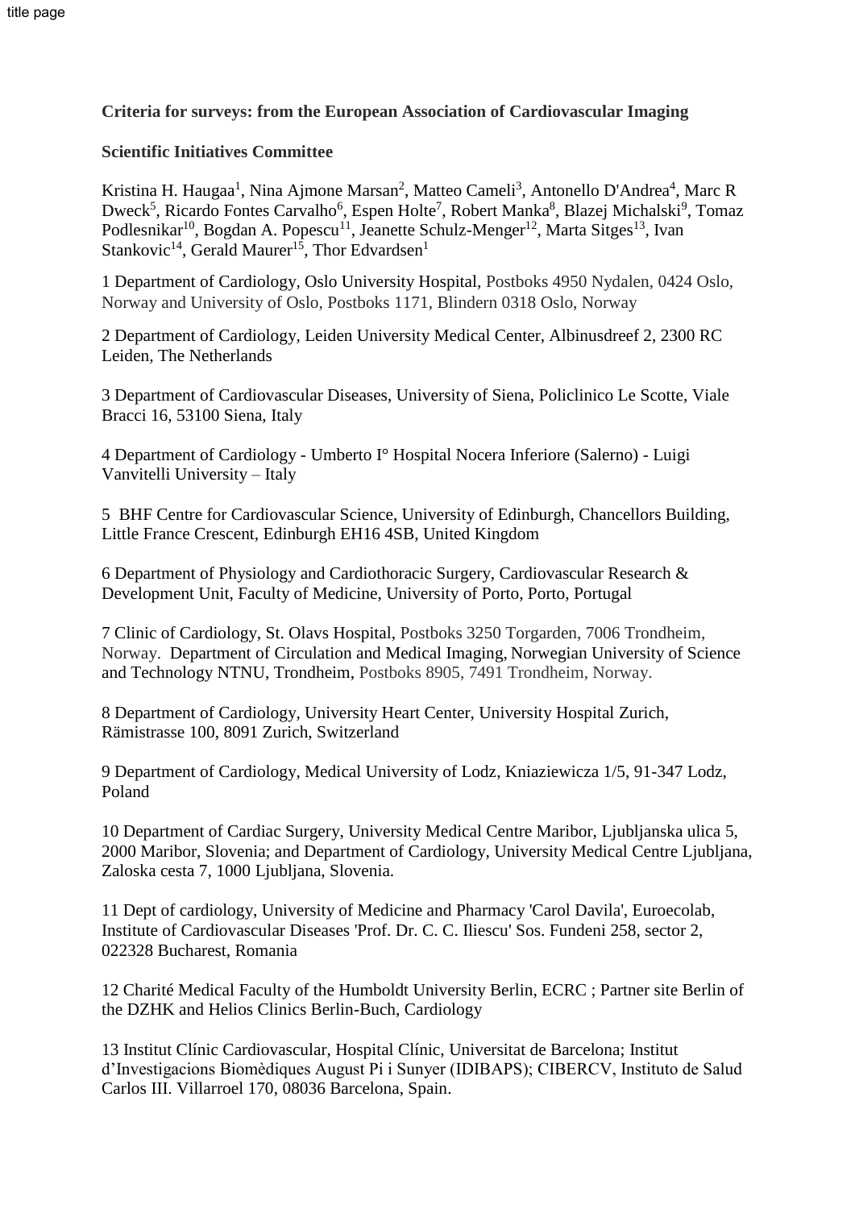title page

**Criteria for surveys: from the European Association of Cardiovascular Imaging**

**Scientific Initiatives Committee**

Kristina H. Haugaa[1], Nina Ajmone Marsan[2], Matteo Cameli[3], Antonello D'Andrea[4], Marc R Dweck[5], Ricardo Fontes Carvalho[6], Espen Holte[7], Robert Manka[8], Blazej Michalski[9], Tomaz Podlesnikar[10], Bogdan A. Popescu[11], Jeanette Schulz-Menger[12], Marta Sitges[13], Ivan Stankovic[14], Gerald Maurer[15], Thor Edvardsen[1]

1 Department of Cardiology, Oslo University Hospital, Postboks 4950 Nydalen, 0424 Oslo, Norway and University of Oslo, Postboks 1171, Blindern 0318 Oslo, Norway

2 Department of Cardiology, Leiden University Medical Center, Albinusdreef 2, 2300 RC Leiden, The Netherlands

3 Department of Cardiovascular Diseases, University of Siena, Policlinico Le Scotte, Viale Bracci 16, 53100 Siena, Italy

4 Department of Cardiology - Umberto I° Hospital Nocera Inferiore (Salerno) - Luigi Vanvitelli University – Italy

5 BHF Centre for Cardiovascular Science, University of Edinburgh, Chancellors Building, Little France Crescent, Edinburgh EH16 4SB, United Kingdom

6 Department of Physiology and Cardiothoracic Surgery, Cardiovascular Research & Development Unit, Faculty of Medicine, University of Porto, Porto, Portugal

7 Clinic of Cardiology, St. Olavs Hospital, Postboks 3250 Torgarden, 7006 Trondheim, Norway. Department of Circulation and Medical Imaging, Norwegian University of Science and Technology NTNU, Trondheim, Postboks 8905, 7491 Trondheim, Norway.

8 Department of Cardiology, University Heart Center, University Hospital Zurich, Rämistrasse 100, 8091 Zurich, Switzerland

9 Department of Cardiology, Medical University of Lodz, Kniaziewicza 1/5, 91-347 Lodz, Poland

10 Department of Cardiac Surgery, University Medical Centre Maribor, Ljubljanska ulica 5, 2000 Maribor, Slovenia; and Department of Cardiology, University Medical Centre Ljubljana, Zaloska cesta 7, 1000 Ljubljana, Slovenia.

11 Dept of cardiology, University of Medicine and Pharmacy 'Carol Davila', Euroecolab, Institute of Cardiovascular Diseases 'Prof. Dr. C. C. Iliescu' Sos. Fundeni 258, sector 2, 022328 Bucharest, Romania

12 Charité Medical Faculty of the Humboldt University Berlin, ECRC ; Partner site Berlin of the DZHK and Helios Clinics Berlin-Buch, Cardiology

13 Institut Clínic Cardiovascular, Hospital Clínic, Universitat de Barcelona; Institut d'Investigacions Biomèdiques August Pi i Sunyer (IDIBAPS); CIBERCV, Instituto de Salud Carlos III. Villarroel 170, 08036 Barcelona, Spain.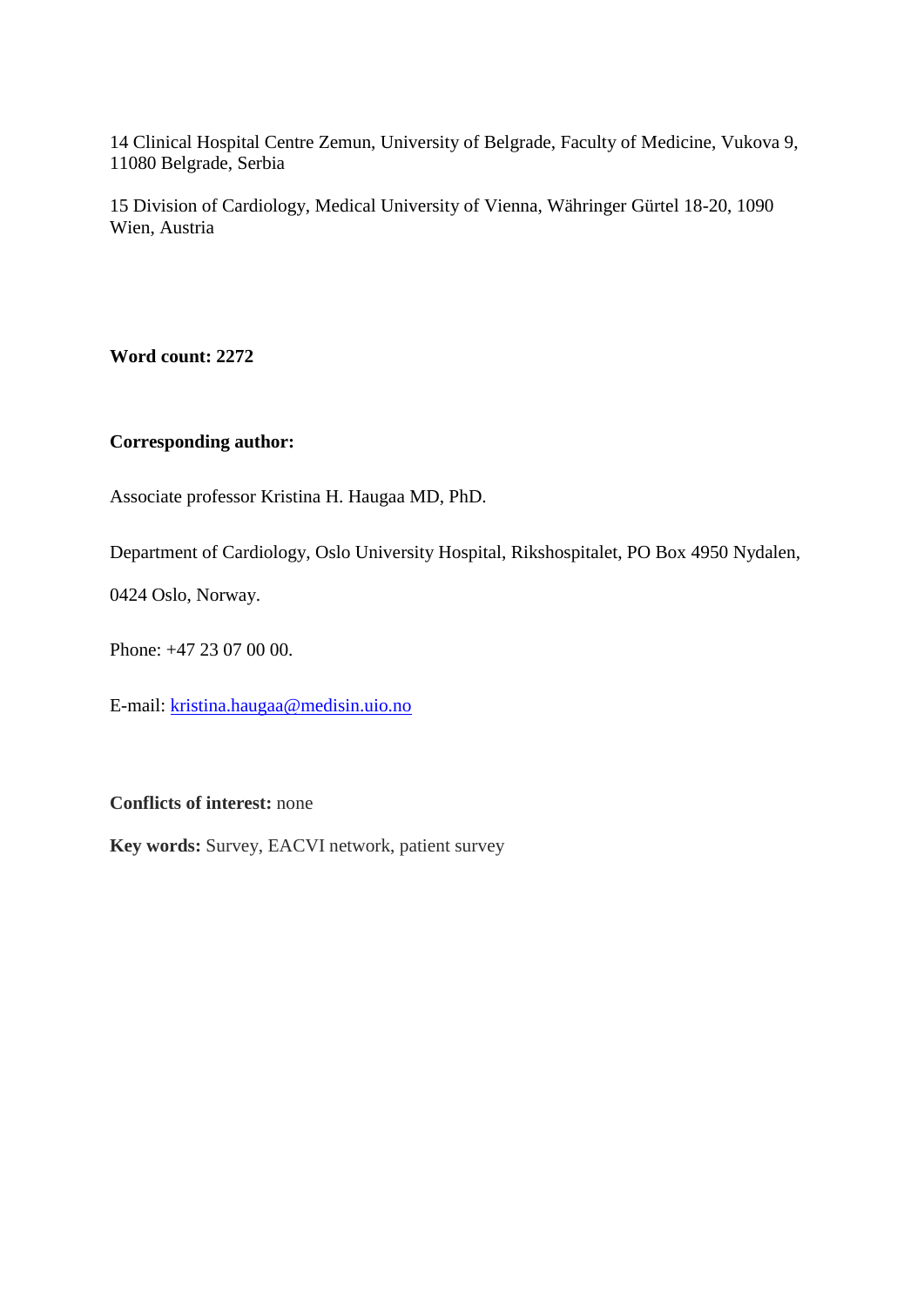14 Clinical Hospital Centre Zemun, University of Belgrade, Faculty of Medicine, Vukova 9, 11080 Belgrade, Serbia

15 Division of Cardiology, Medical University of Vienna, Währinger Gürtel 18-20, 1090 Wien, Austria

**Word count: 2272**

**Corresponding author:**

Associate professor Kristina H. Haugaa MD, PhD.

Department of Cardiology, Oslo University Hospital, Rikshospitalet, PO Box 4950 Nydalen,

0424 Oslo, Norway.

Phone: +47 23 07 00 00.

E-mail: kristina.haugaa@medisin.uio.no

**Conflicts of interest:** none

**Key words:** Survey, EACVI network, patient survey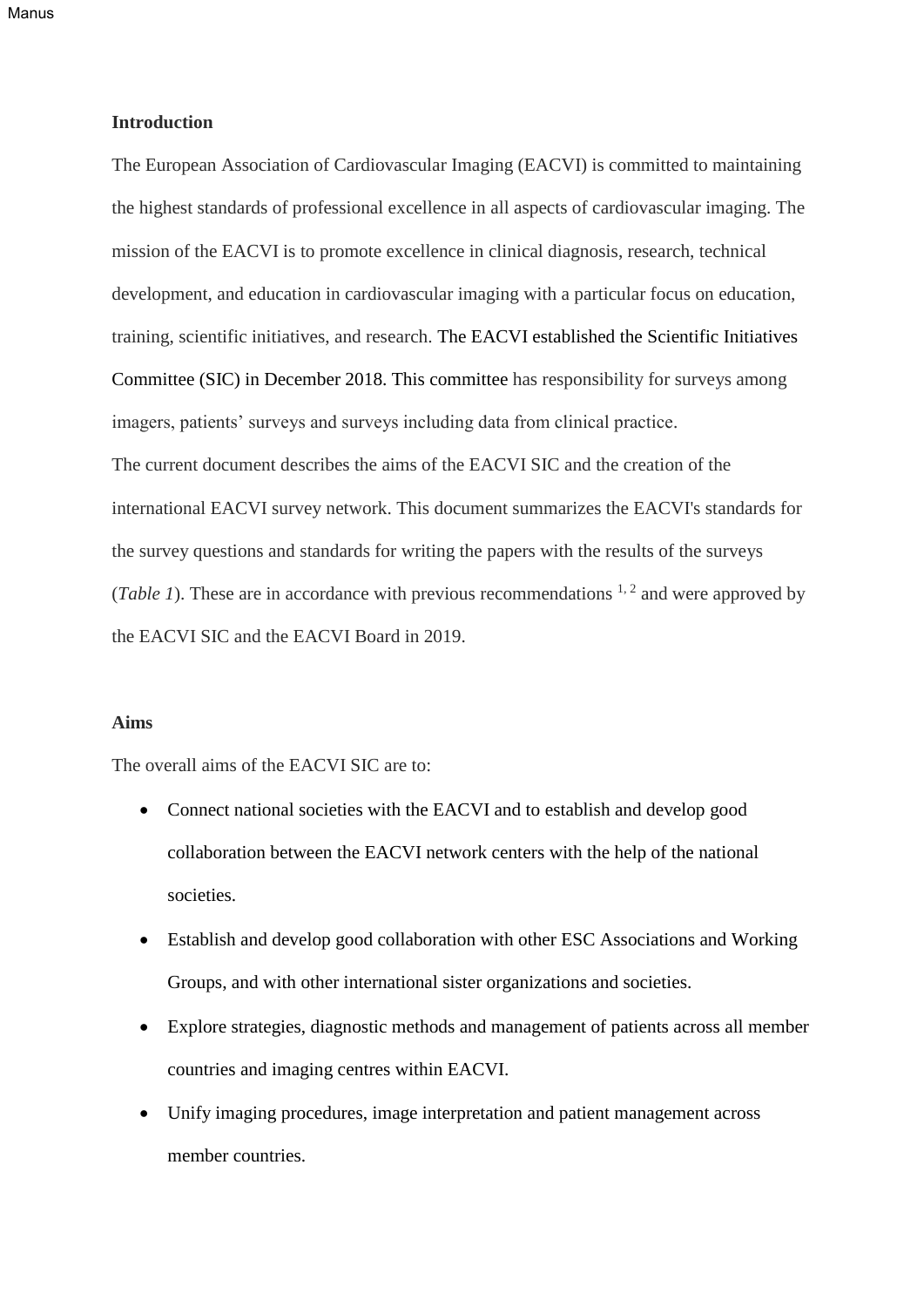**Introduction**

The European Association of Cardiovascular Imaging (EACVI) is committed to maintaining the highest standards of professional excellence in all aspects of cardiovascular imaging. The mission of the EACVI is to promote excellence in clinical diagnosis, research, technical development, and education in cardiovascular imaging with a particular focus on education, training, scientific initiatives, and research. The EACVI established the Scientific Initiatives Committee (SIC) in December 2018. This committee has responsibility for surveys among imagers, patients' surveys and surveys including data from clinical practice.

The current document describes the aims of the EACVI SIC and the creation of the international EACVI survey network. This document summarizes the EACVI's standards for the survey questions and standards for writing the papers with the results of the surveys (*Table 1*). These are in accordance with previous recommendations [1, 2] and were approved by the EACVI SIC and the EACVI Board in 2019.

**Aims**

The overall aims of the EACVI SIC are to:

- Connect national societies with the EACVI and to establish and develop good collaboration between the EACVI network centers with the help of the national societies.
- Establish and develop good collaboration with other ESC Associations and Working Groups, and with other international sister organizations and societies.
- Explore strategies, diagnostic methods and management of patients across all member countries and imaging centres within EACVI.
- Unify imaging procedures, image interpretation and patient management across member countries.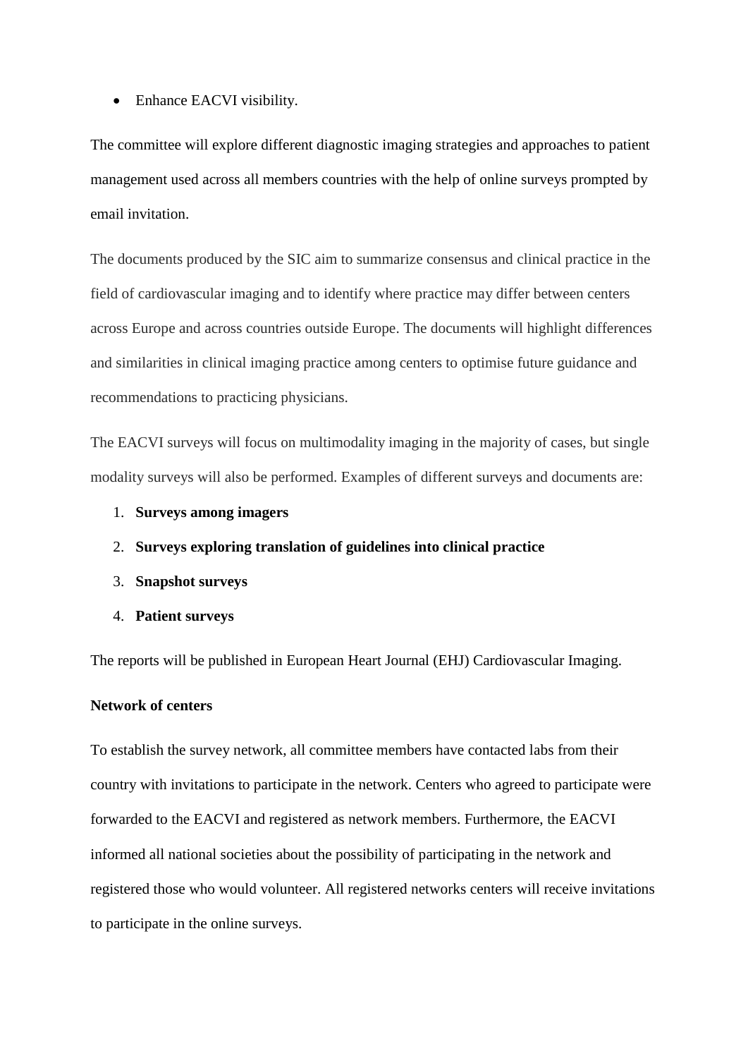- Enhance EACVI visibility.

The committee will explore different diagnostic imaging strategies and approaches to patient management used across all members countries with the help of online surveys prompted by email invitation.

The documents produced by the SIC aim to summarize consensus and clinical practice in the field of cardiovascular imaging and to identify where practice may differ between centers across Europe and across countries outside Europe. The documents will highlight differences and similarities in clinical imaging practice among centers to optimise future guidance and recommendations to practicing physicians.

The EACVI surveys will focus on multimodality imaging in the majority of cases, but single modality surveys will also be performed. Examples of different surveys and documents are:

1. **Surveys among imagers**
2. **Surveys exploring translation of guidelines into clinical practice**
3. **Snapshot surveys**
4. **Patient surveys**

The reports will be published in European Heart Journal (EHJ) Cardiovascular Imaging.

**Network of centers**

To establish the survey network, all committee members have contacted labs from their country with invitations to participate in the network. Centers who agreed to participate were forwarded to the EACVI and registered as network members. Furthermore, the EACVI informed all national societies about the possibility of participating in the network and registered those who would volunteer. All registered networks centers will receive invitations to participate in the online surveys.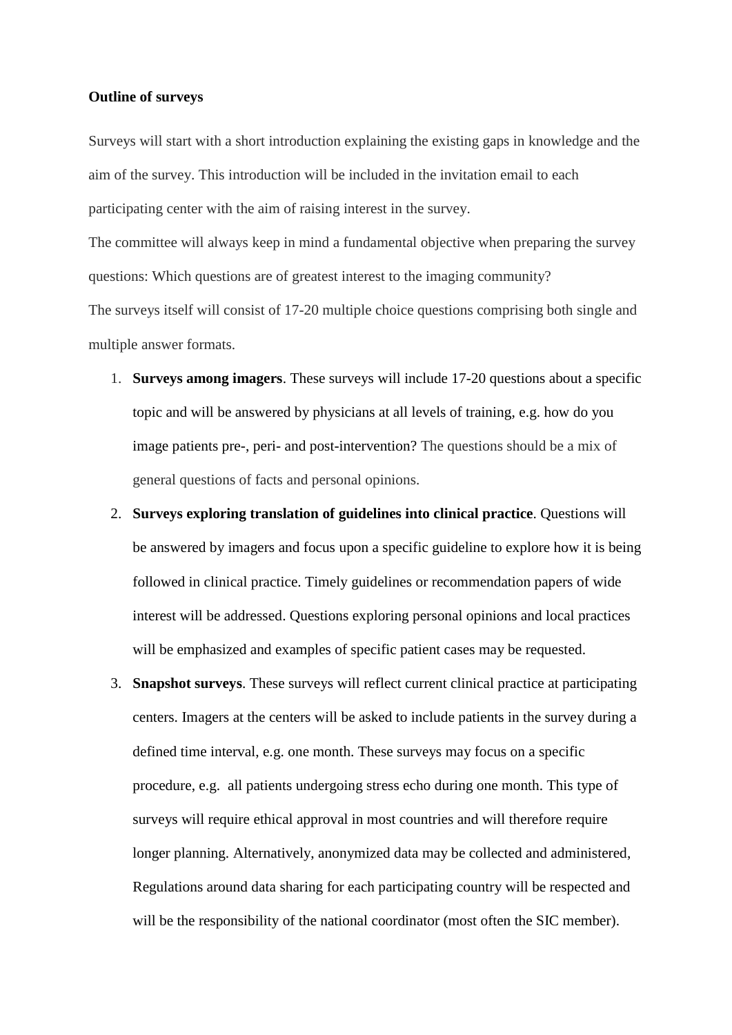**Outline of surveys**

Surveys will start with a short introduction explaining the existing gaps in knowledge and the aim of the survey. This introduction will be included in the invitation email to each participating center with the aim of raising interest in the survey.

The committee will always keep in mind a fundamental objective when preparing the survey questions: Which questions are of greatest interest to the imaging community?

The surveys itself will consist of 17-20 multiple choice questions comprising both single and multiple answer formats.

1. **Surveys among imagers**. These surveys will include 17-20 questions about a specific topic and will be answered by physicians at all levels of training, e.g. how do you image patients pre-, peri- and post-intervention? The questions should be a mix of general questions of facts and personal opinions.
2. **Surveys exploring translation of guidelines into clinical practice**. Questions will be answered by imagers and focus upon a specific guideline to explore how it is being followed in clinical practice. Timely guidelines or recommendation papers of wide interest will be addressed. Questions exploring personal opinions and local practices will be emphasized and examples of specific patient cases may be requested.
3. **Snapshot surveys**. These surveys will reflect current clinical practice at participating centers. Imagers at the centers will be asked to include patients in the survey during a defined time interval, e.g. one month. These surveys may focus on a specific procedure, e.g. all patients undergoing stress echo during one month. This type of surveys will require ethical approval in most countries and will therefore require longer planning. Alternatively, anonymized data may be collected and administered, Regulations around data sharing for each participating country will be respected and will be the responsibility of the national coordinator (most often the SIC member).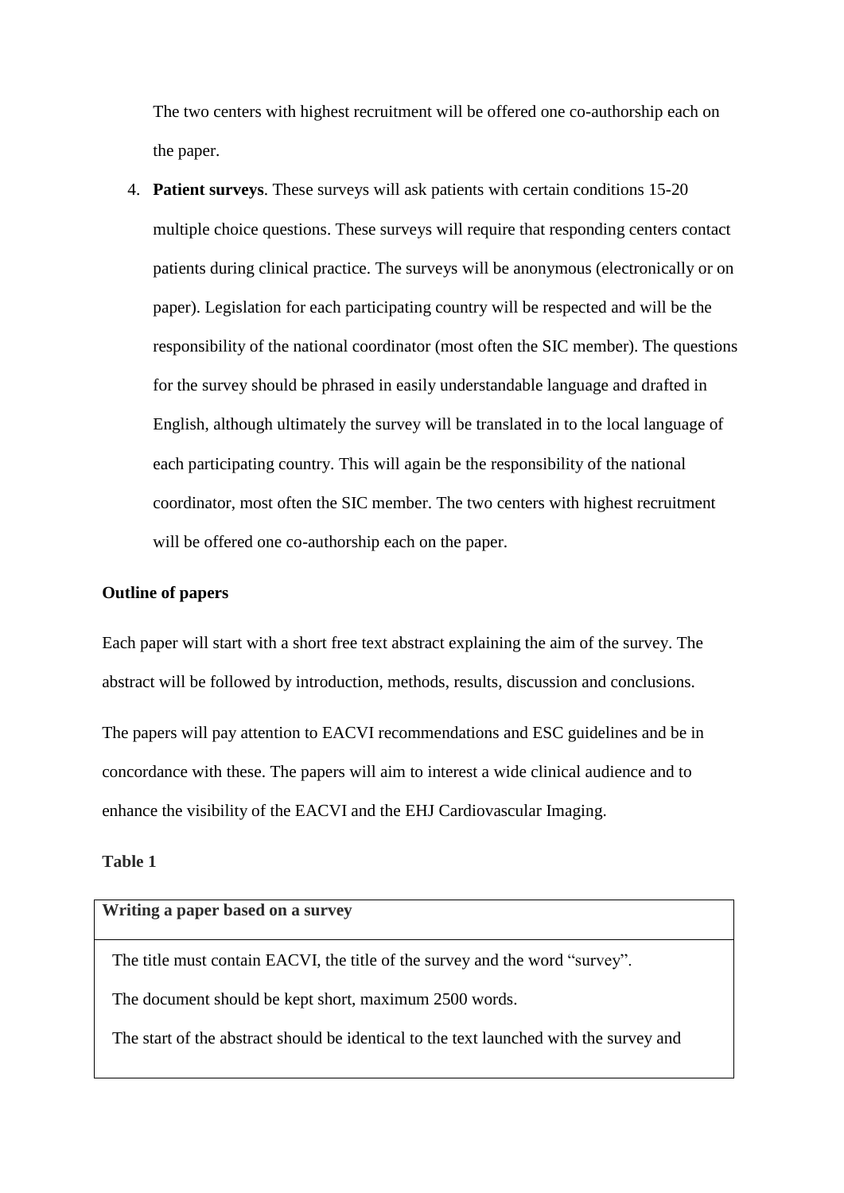The two centers with highest recruitment will be offered one co-authorship each on the paper.

4. **Patient surveys**. These surveys will ask patients with certain conditions 15-20 multiple choice questions. These surveys will require that responding centers contact patients during clinical practice. The surveys will be anonymous (electronically or on paper). Legislation for each participating country will be respected and will be the responsibility of the national coordinator (most often the SIC member). The questions for the survey should be phrased in easily understandable language and drafted in English, although ultimately the survey will be translated in to the local language of each participating country. This will again be the responsibility of the national coordinator, most often the SIC member. The two centers with highest recruitment will be offered one co-authorship each on the paper.

**Outline of papers**

Each paper will start with a short free text abstract explaining the aim of the survey. The abstract will be followed by introduction, methods, results, discussion and conclusions.

The papers will pay attention to EACVI recommendations and ESC guidelines and be in concordance with these. The papers will aim to interest a wide clinical audience and to enhance the visibility of the EACVI and the EHJ Cardiovascular Imaging.

**Table 1**

| **Writing a paper based on a survey** |
|---|
| The title must contain EACVI, the title of the survey and the word "survey".<br>The document should be kept short, maximum 2500 words.<br>The start of the abstract should be identical to the text launched with the survey and |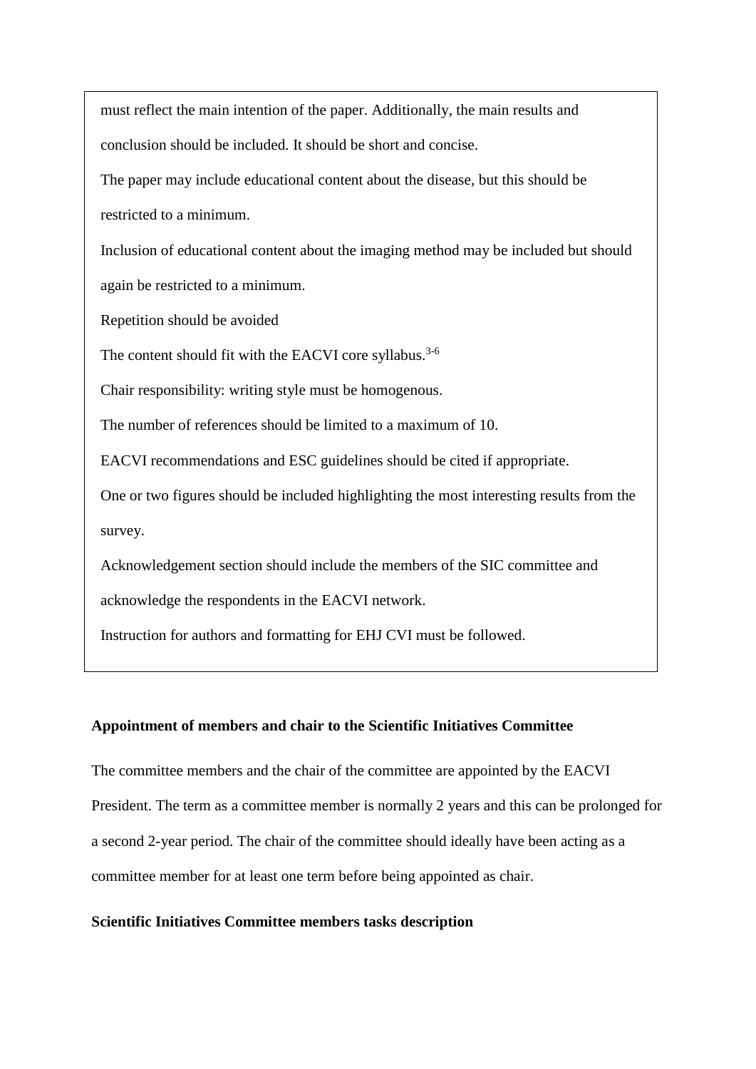must reflect the main intention of the paper. Additionally, the main results and conclusion should be included. It should be short and concise.

The paper may include educational content about the disease, but this should be restricted to a minimum.

Inclusion of educational content about the imaging method may be included but should again be restricted to a minimum.

Repetition should be avoided

The content should fit with the EACVI core syllabus.[3-6]

Chair responsibility: writing style must be homogenous.

The number of references should be limited to a maximum of 10.

EACVI recommendations and ESC guidelines should be cited if appropriate.

One or two figures should be included highlighting the most interesting results from the survey.

Acknowledgement section should include the members of the SIC committee and acknowledge the respondents in the EACVI network.

Instruction for authors and formatting for EHJ CVI must be followed.

**Appointment of members and chair to the Scientific Initiatives Committee**

The committee members and the chair of the committee are appointed by the EACVI President. The term as a committee member is normally 2 years and this can be prolonged for a second 2-year period. The chair of the committee should ideally have been acting as a committee member for at least one term before being appointed as chair.

**Scientific Initiatives Committee members tasks description**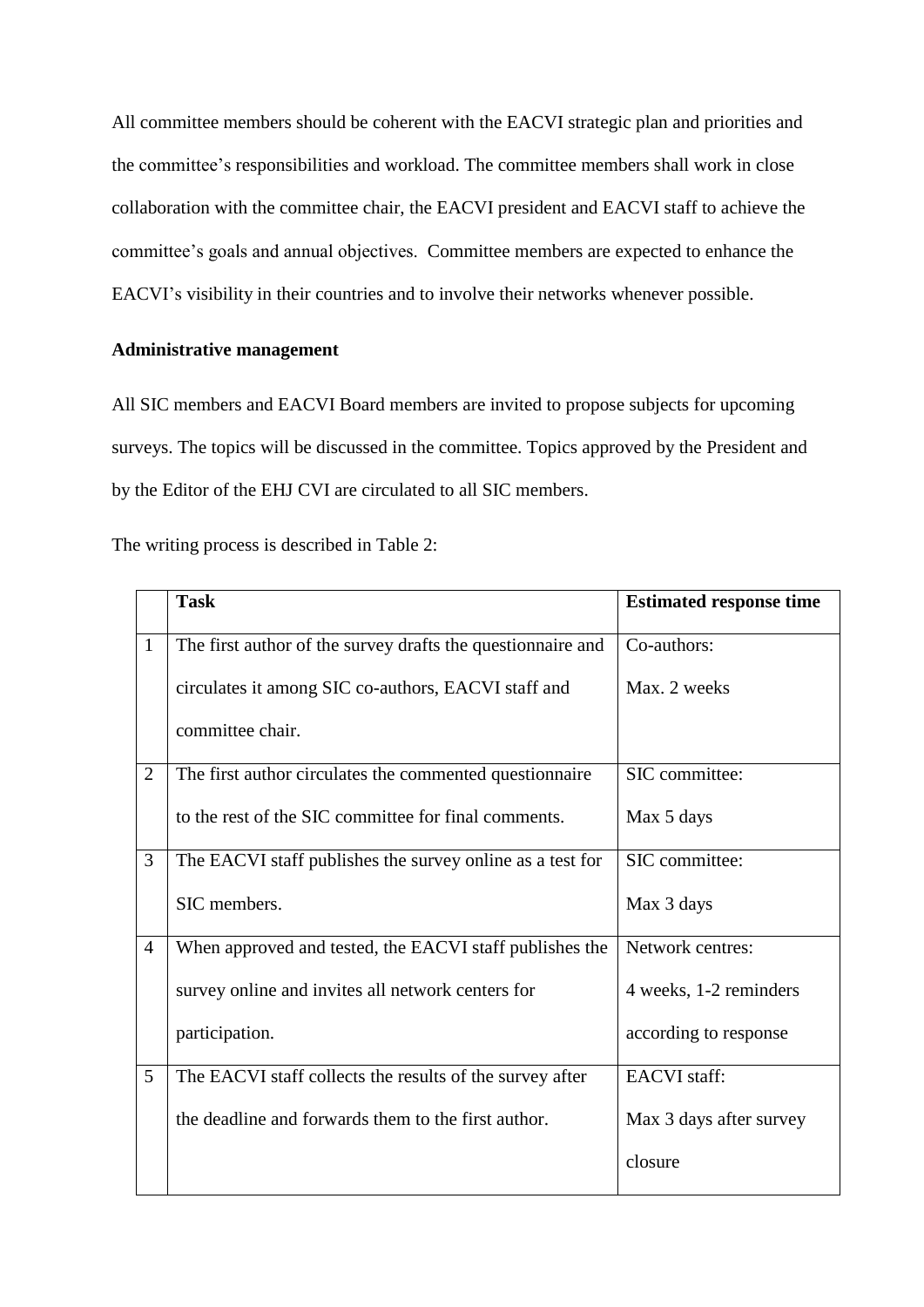All committee members should be coherent with the EACVI strategic plan and priorities and the committee's responsibilities and workload. The committee members shall work in close collaboration with the committee chair, the EACVI president and EACVI staff to achieve the committee's goals and annual objectives. Committee members are expected to enhance the EACVI's visibility in their countries and to involve their networks whenever possible.

**Administrative management**

All SIC members and EACVI Board members are invited to propose subjects for upcoming surveys. The topics will be discussed in the committee. Topics approved by the President and by the Editor of the EHJ CVI are circulated to all SIC members.

The writing process is described in Table 2:

| | **Task** | **Estimated response time** |
|---|---|---|
| 1 | The first author of the survey drafts the questionnaire and circulates it among SIC co-authors, EACVI staff and committee chair. | Co-authors: Max. 2 weeks |
| 2 | The first author circulates the commented questionnaire to the rest of the SIC committee for final comments. | SIC committee: Max 5 days |
| 3 | The EACVI staff publishes the survey online as a test for SIC members. | SIC committee: Max 3 days |
| 4 | When approved and tested, the EACVI staff publishes the survey online and invites all network centers for participation. | Network centres: 4 weeks, 1-2 reminders according to response |
| 5 | The EACVI staff collects the results of the survey after the deadline and forwards them to the first author. | EACVI staff: Max 3 days after survey closure |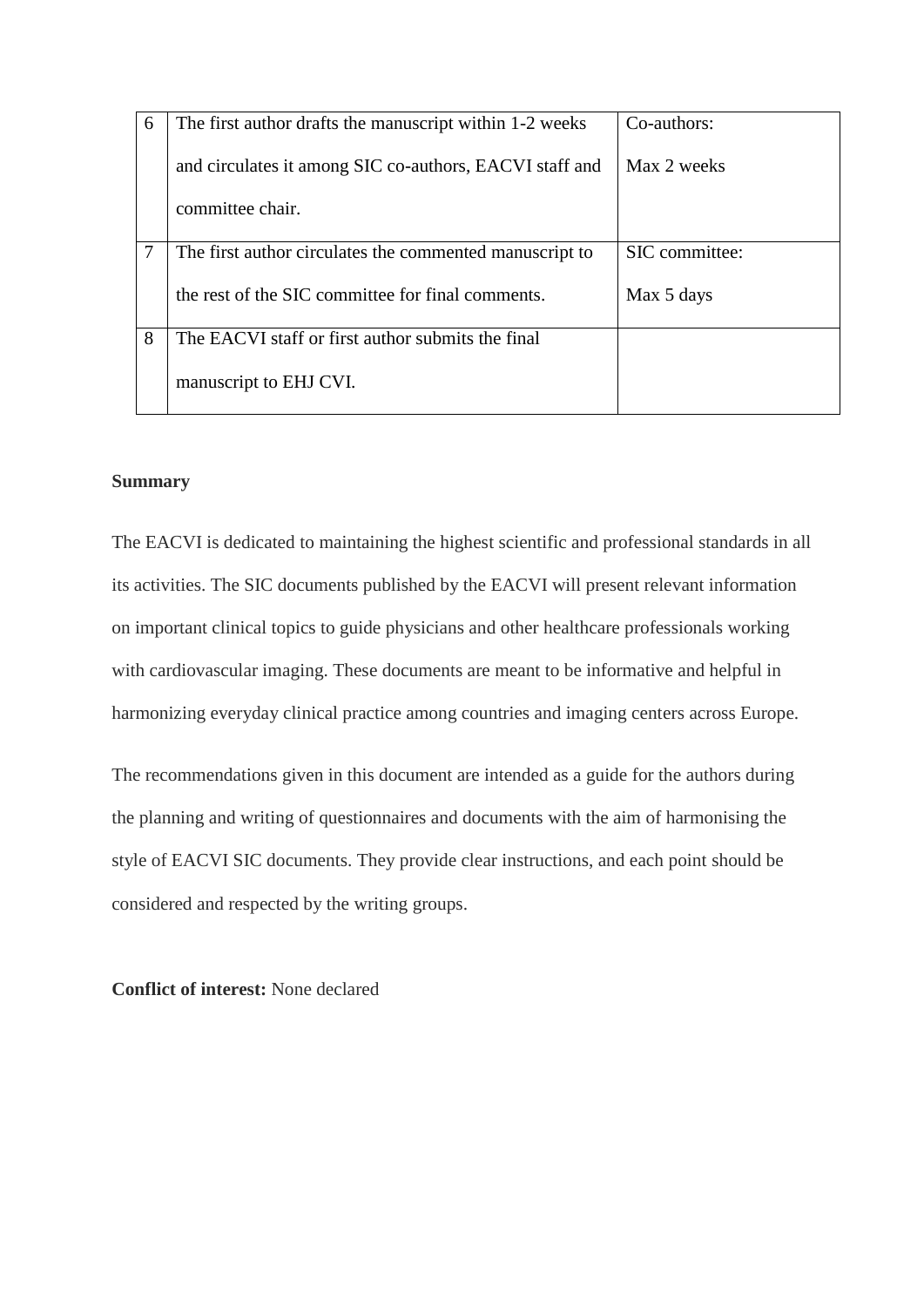| | | |
|---|---|---|
| 6 | The first author drafts the manuscript within 1-2 weeks and circulates it among SIC co-authors, EACVI staff and committee chair. | Co-authors: Max 2 weeks |
| 7 | The first author circulates the commented manuscript to the rest of the SIC committee for final comments. | SIC committee: Max 5 days |
| 8 | The EACVI staff or first author submits the final manuscript to EHJ CVI. | |

**Summary**

The EACVI is dedicated to maintaining the highest scientific and professional standards in all its activities. The SIC documents published by the EACVI will present relevant information on important clinical topics to guide physicians and other healthcare professionals working with cardiovascular imaging. These documents are meant to be informative and helpful in harmonizing everyday clinical practice among countries and imaging centers across Europe.

The recommendations given in this document are intended as a guide for the authors during the planning and writing of questionnaires and documents with the aim of harmonising the style of EACVI SIC documents. They provide clear instructions, and each point should be considered and respected by the writing groups.

**Conflict of interest:** None declared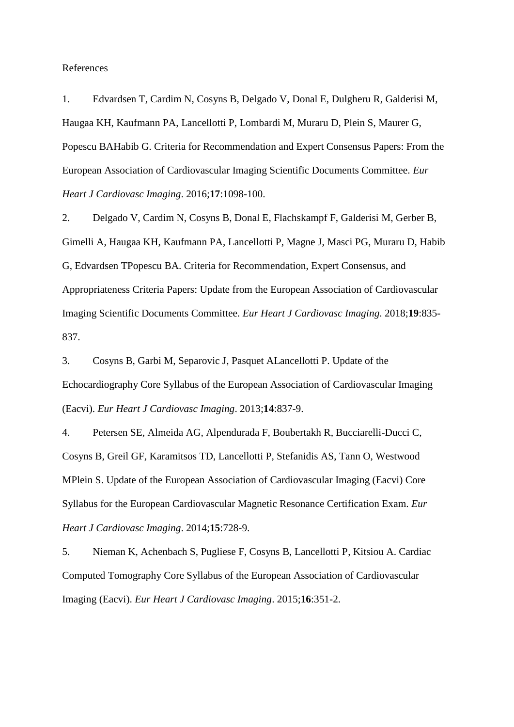References

1. Edvardsen T, Cardim N, Cosyns B, Delgado V, Donal E, Dulgheru R, Galderisi M, Haugaa KH, Kaufmann PA, Lancellotti P, Lombardi M, Muraru D, Plein S, Maurer G, Popescu BAHabib G. Criteria for Recommendation and Expert Consensus Papers: From the European Association of Cardiovascular Imaging Scientific Documents Committee. *Eur Heart J Cardiovasc Imaging*. 2016;**17**:1098-100.
2. Delgado V, Cardim N, Cosyns B, Donal E, Flachskampf F, Galderisi M, Gerber B, Gimelli A, Haugaa KH, Kaufmann PA, Lancellotti P, Magne J, Masci PG, Muraru D, Habib G, Edvardsen TPopescu BA. Criteria for Recommendation, Expert Consensus, and Appropriateness Criteria Papers: Update from the European Association of Cardiovascular Imaging Scientific Documents Committee. *Eur Heart J Cardiovasc Imaging*. 2018;**19**:835-837.
3. Cosyns B, Garbi M, Separovic J, Pasquet ALancellotti P. Update of the Echocardiography Core Syllabus of the European Association of Cardiovascular Imaging (Eacvi). *Eur Heart J Cardiovasc Imaging*. 2013;**14**:837-9.
4. Petersen SE, Almeida AG, Alpendurada F, Boubertakh R, Bucciarelli-Ducci C, Cosyns B, Greil GF, Karamitsos TD, Lancellotti P, Stefanidis AS, Tann O, Westwood MPlein S. Update of the European Association of Cardiovascular Imaging (Eacvi) Core Syllabus for the European Cardiovascular Magnetic Resonance Certification Exam. *Eur Heart J Cardiovasc Imaging*. 2014;**15**:728-9.
5. Nieman K, Achenbach S, Pugliese F, Cosyns B, Lancellotti P, Kitsiou A. Cardiac Computed Tomography Core Syllabus of the European Association of Cardiovascular Imaging (Eacvi). *Eur Heart J Cardiovasc Imaging*. 2015;**16**:351-2.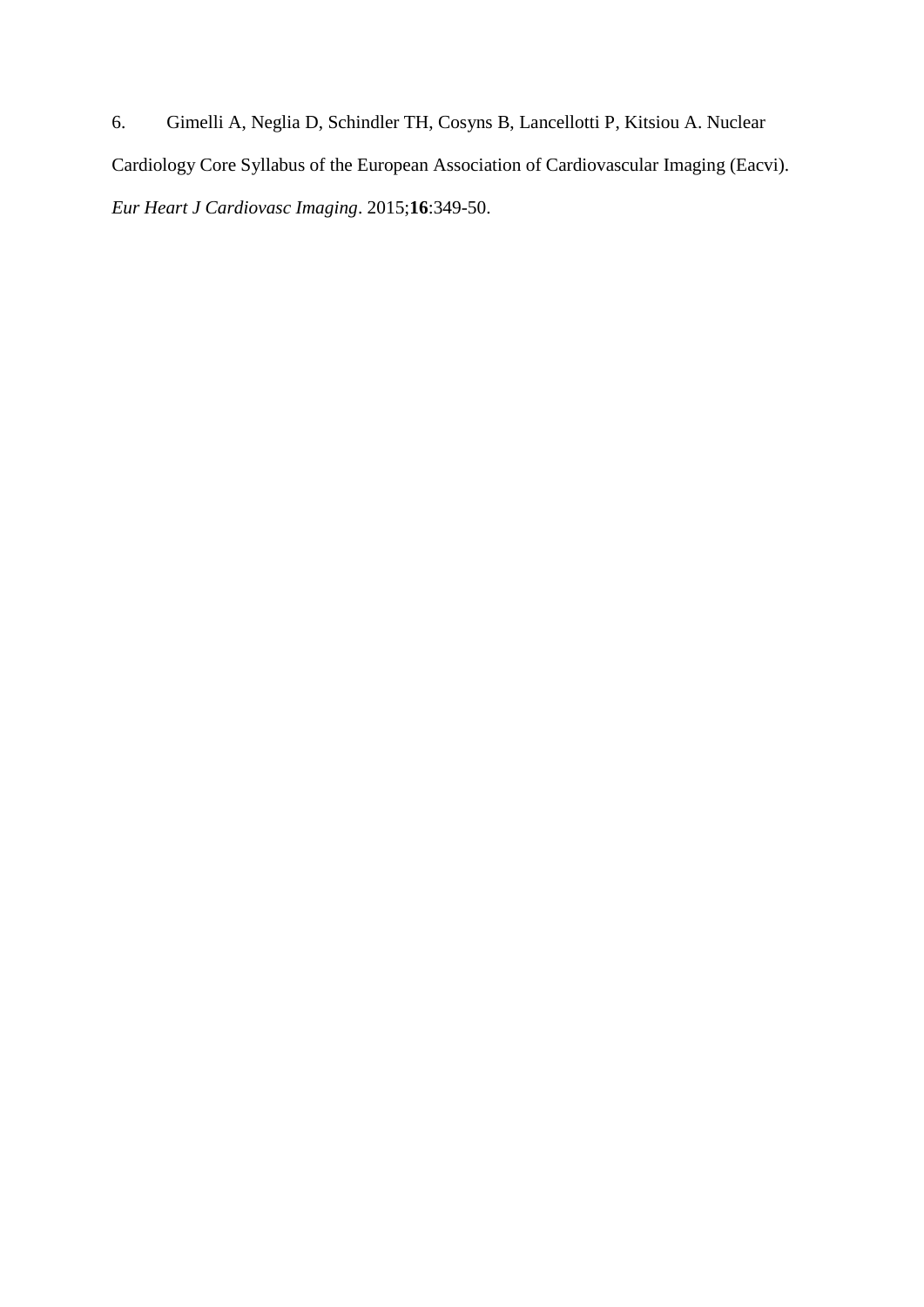6. Gimelli A, Neglia D, Schindler TH, Cosyns B, Lancellotti P, Kitsiou A. Nuclear Cardiology Core Syllabus of the European Association of Cardiovascular Imaging (Eacvi). *Eur Heart J Cardiovasc Imaging*. 2015;**16**:349-50.